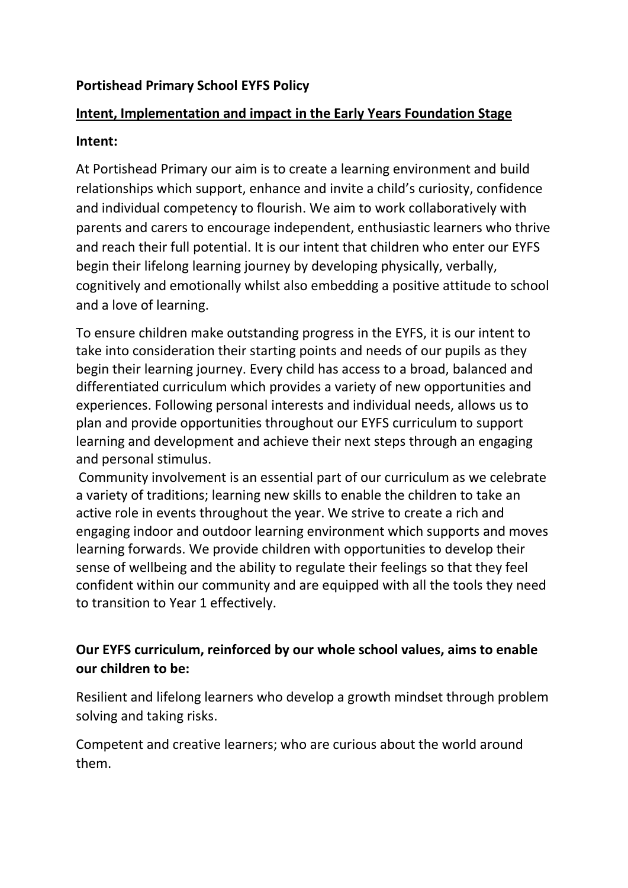**Portishead Primary School EYFS Policy**

**Intent, Implementation and impact in the Early Years Foundation Stage**

**Intent:**

At Portishead Primary our aim is to create a learning environment and build relationships which support, enhance and invite a child's curiosity, confidence and individual competency to flourish. We aim to work collaboratively with parents and carers to encourage independent, enthusiastic learners who thrive and reach their full potential. It is our intent that children who enter our EYFS begin their lifelong learning journey by developing physically, verbally, cognitively and emotionally whilst also embedding a positive attitude to school and a love of learning.

To ensure children make outstanding progress in the EYFS, it is our intent to take into consideration their starting points and needs of our pupils as they begin their learning journey. Every child has access to a broad, balanced and differentiated curriculum which provides a variety of new opportunities and experiences. Following personal interests and individual needs, allows us to plan and provide opportunities throughout our EYFS curriculum to support learning and development and achieve their next steps through an engaging and personal stimulus.

Community involvement is an essential part of our curriculum as we celebrate a variety of traditions; learning new skills to enable the children to take an active role in events throughout the year. We strive to create a rich and engaging indoor and outdoor learning environment which supports and moves learning forwards. We provide children with opportunities to develop their sense of wellbeing and the ability to regulate their feelings so that they feel confident within our community and are equipped with all the tools they need to transition to Year 1 effectively.

**Our EYFS curriculum, reinforced by our whole school values, aims to enable our children to be:**

Resilient and lifelong learners who develop a growth mindset through problem solving and taking risks.

Competent and creative learners; who are curious about the world around them.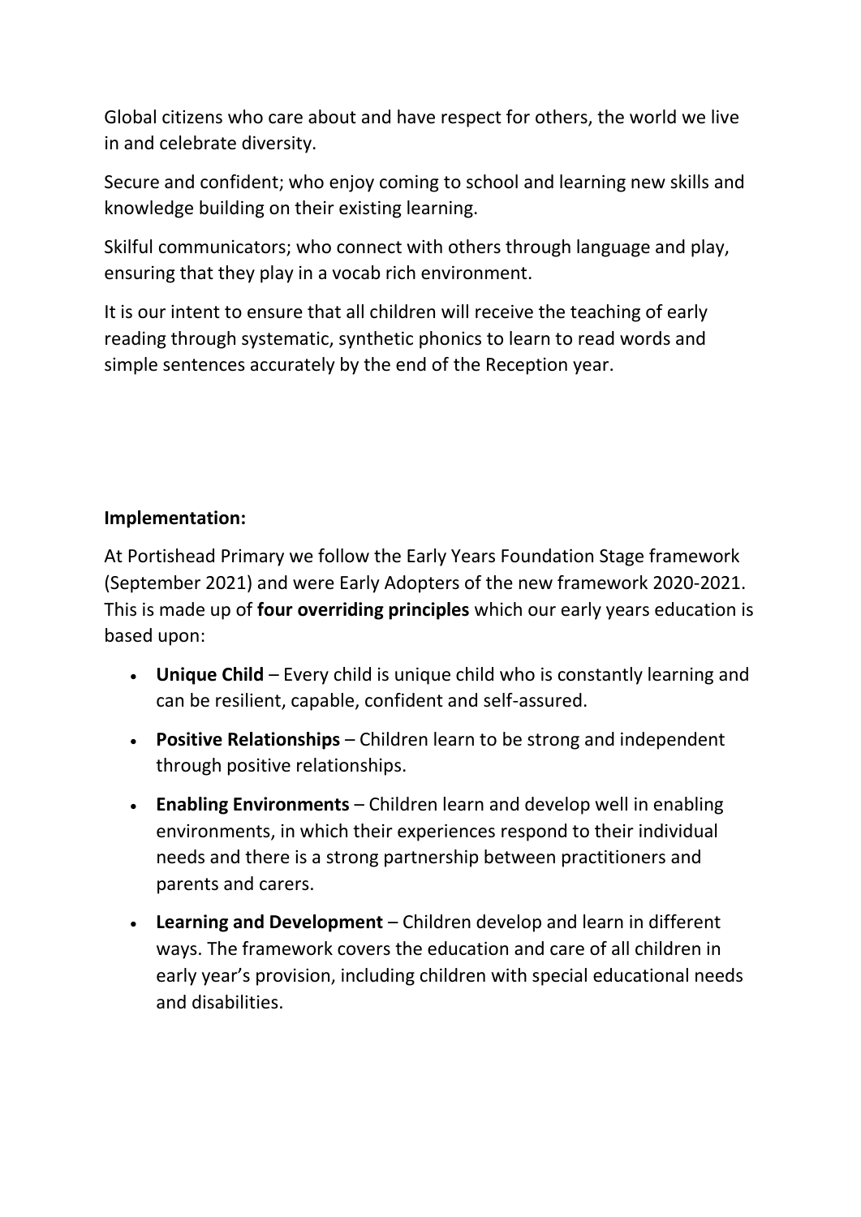Global citizens who care about and have respect for others, the world we live in and celebrate diversity.

Secure and confident; who enjoy coming to school and learning new skills and knowledge building on their existing learning.

Skilful communicators; who connect with others through language and play, ensuring that they play in a vocab rich environment.

It is our intent to ensure that all children will receive the teaching of early reading through systematic, synthetic phonics to learn to read words and simple sentences accurately by the end of the Reception year.

**Implementation:**

At Portishead Primary we follow the Early Years Foundation Stage framework (September 2021) and were Early Adopters of the new framework 2020-2021. This is made up of **four overriding principles** which our early years education is based upon:

- **Unique Child** – Every child is unique child who is constantly learning and can be resilient, capable, confident and self-assured.
- **Positive Relationships** – Children learn to be strong and independent through positive relationships.
- **Enabling Environments** – Children learn and develop well in enabling environments, in which their experiences respond to their individual needs and there is a strong partnership between practitioners and parents and carers.
- **Learning and Development** – Children develop and learn in different ways. The framework covers the education and care of all children in early year's provision, including children with special educational needs and disabilities.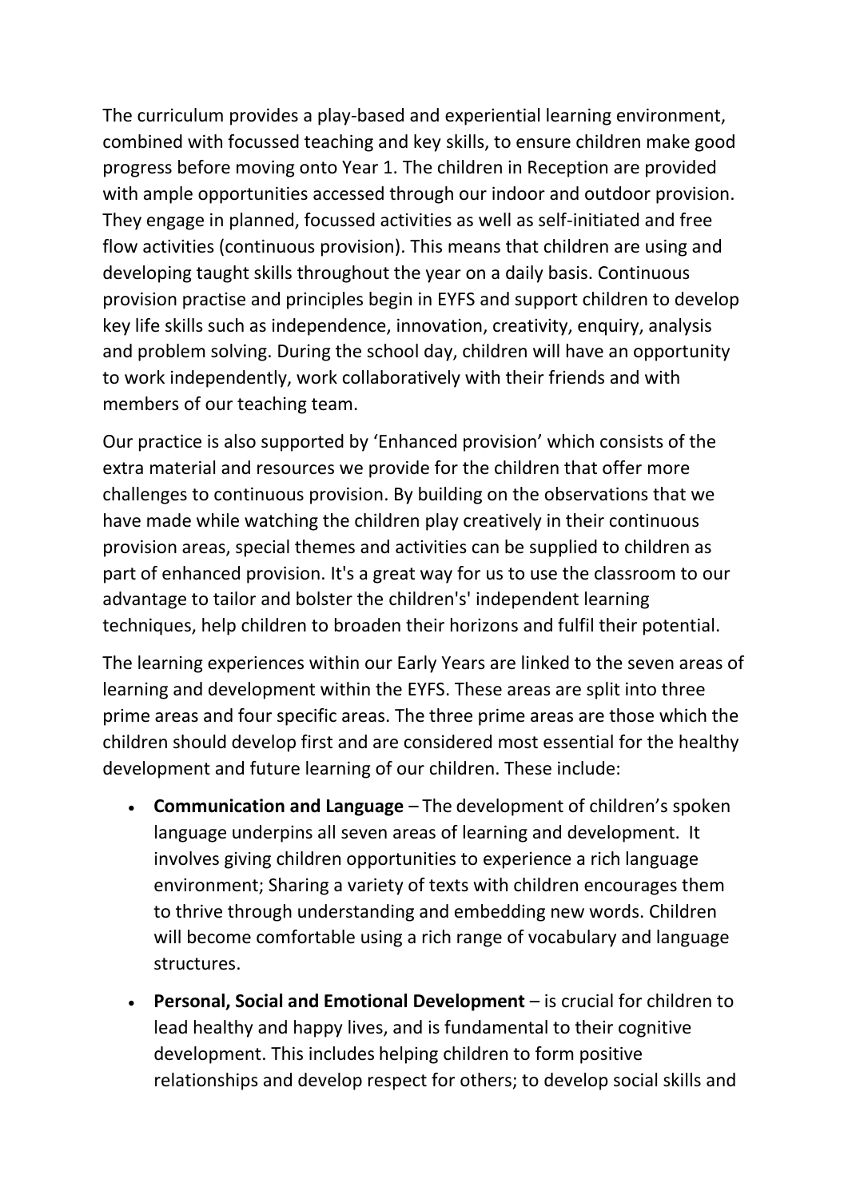The curriculum provides a play-based and experiential learning environment, combined with focussed teaching and key skills, to ensure children make good progress before moving onto Year 1. The children in Reception are provided with ample opportunities accessed through our indoor and outdoor provision. They engage in planned, focussed activities as well as self-initiated and free flow activities (continuous provision). This means that children are using and developing taught skills throughout the year on a daily basis. Continuous provision practise and principles begin in EYFS and support children to develop key life skills such as independence, innovation, creativity, enquiry, analysis and problem solving. During the school day, children will have an opportunity to work independently, work collaboratively with their friends and with members of our teaching team.

Our practice is also supported by 'Enhanced provision' which consists of the extra material and resources we provide for the children that offer more challenges to continuous provision. By building on the observations that we have made while watching the children play creatively in their continuous provision areas, special themes and activities can be supplied to children as part of enhanced provision. It's a great way for us to use the classroom to our advantage to tailor and bolster the childrens's' independent learning techniques, help children to broaden their horizons and fulfil their potential.

The learning experiences within our Early Years are linked to the seven areas of learning and development within the EYFS. These areas are split into three prime areas and four specific areas. The three prime areas are those which the children should develop first and are considered most essential for the healthy development and future learning of our children. These include:

- **Communication and Language** – The development of children's spoken language underpins all seven areas of learning and development. It involves giving children opportunities to experience a rich language environment; Sharing a variety of texts with children encourages them to thrive through understanding and embedding new words. Children will become comfortable using a rich range of vocabulary and language structures.
- **Personal, Social and Emotional Development** – is crucial for children to lead healthy and happy lives, and is fundamental to their cognitive development. This includes helping children to form positive relationships and develop respect for others; to develop social skills and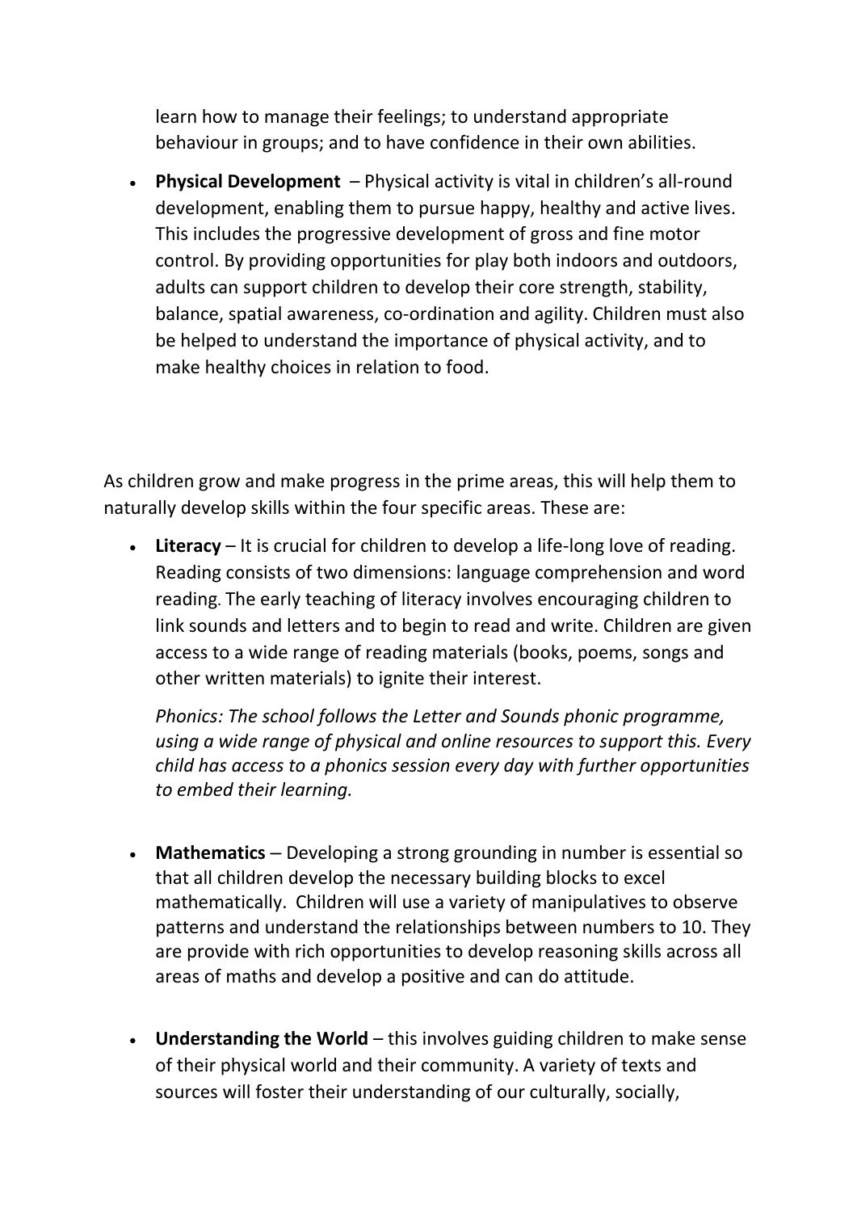learn how to manage their feelings; to understand appropriate behaviour in groups; and to have confidence in their own abilities.

- **Physical Development** – Physical activity is vital in children's all-round development, enabling them to pursue happy, healthy and active lives. This includes the progressive development of gross and fine motor control. By providing opportunities for play both indoors and outdoors, adults can support children to develop their core strength, stability, balance, spatial awareness, co-ordination and agility. Children must also be helped to understand the importance of physical activity, and to make healthy choices in relation to food.

As children grow and make progress in the prime areas, this will help them to naturally develop skills within the four specific areas. These are:

- **Literacy** – It is crucial for children to develop a life-long love of reading. Reading consists of two dimensions: language comprehension and word reading. The early teaching of literacy involves encouraging children to link sounds and letters and to begin to read and write. Children are given access to a wide range of reading materials (books, poems, songs and other written materials) to ignite their interest.

  *Phonics: The school follows the Letter and Sounds phonic programme, using a wide range of physical and online resources to support this. Every child has access to a phonics session every day with further opportunities to embed their learning.*

- **Mathematics** – Developing a strong grounding in number is essential so that all children develop the necessary building blocks to excel mathematically. Children will use a variety of manipulatives to observe patterns and understand the relationships between numbers to 10. They are provide with rich opportunities to develop reasoning skills across all areas of maths and develop a positive and can do attitude.

- **Understanding the World** – this involves guiding children to make sense of their physical world and their community. A variety of texts and sources will foster their understanding of our culturally, socially,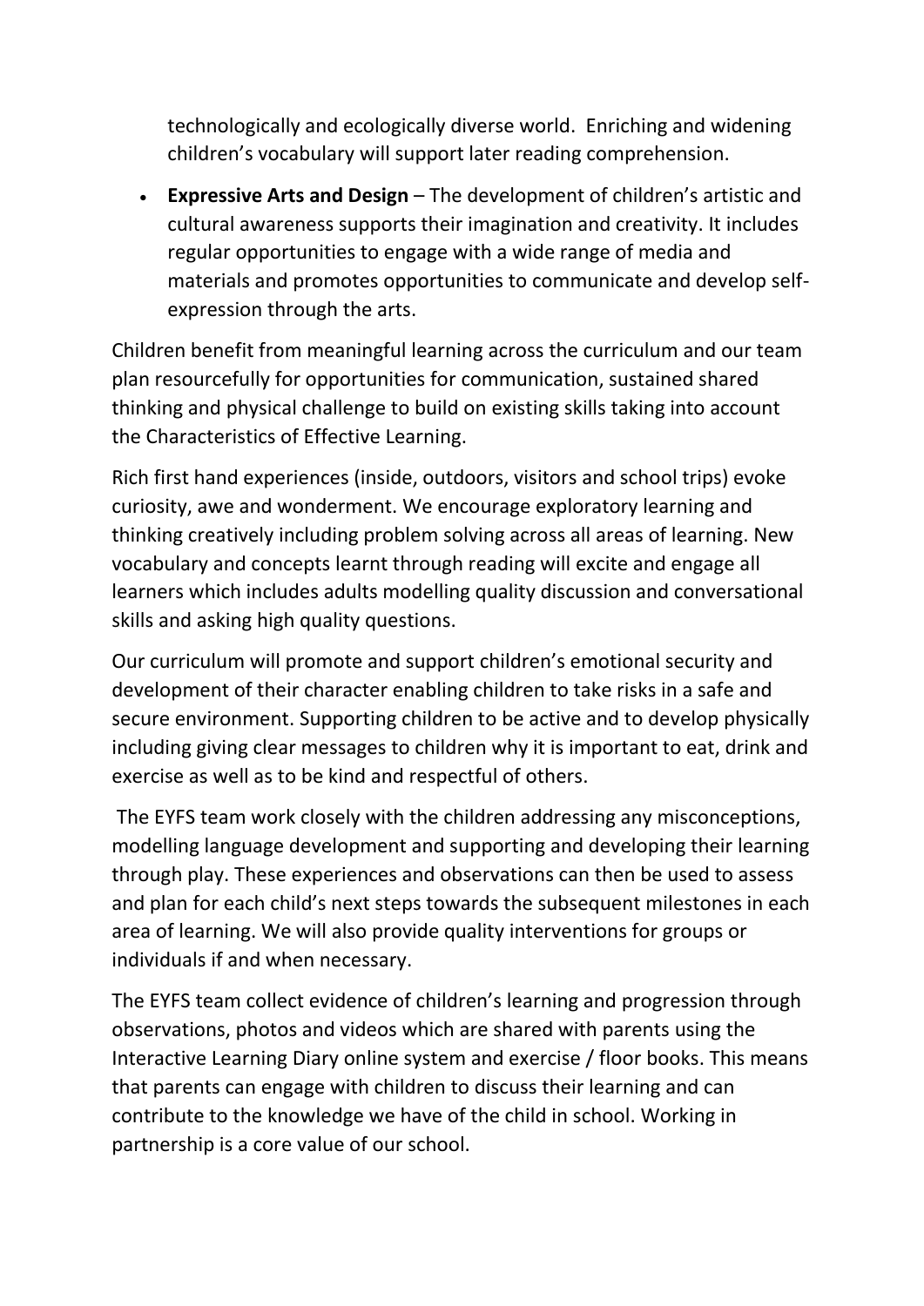technologically and ecologically diverse world. Enriching and widening children's vocabulary will support later reading comprehension.

- **Expressive Arts and Design** – The development of children's artistic and cultural awareness supports their imagination and creativity. It includes regular opportunities to engage with a wide range of media and materials and promotes opportunities to communicate and develop self-expression through the arts.

Children benefit from meaningful learning across the curriculum and our team plan resourcefully for opportunities for communication, sustained shared thinking and physical challenge to build on existing skills taking into account the Characteristics of Effective Learning.

Rich first hand experiences (inside, outdoors, visitors and school trips) evoke curiosity, awe and wonderment. We encourage exploratory learning and thinking creatively including problem solving across all areas of learning. New vocabulary and concepts learnt through reading will excite and engage all learners which includes adults modelling quality discussion and conversational skills and asking high quality questions.

Our curriculum will promote and support children's emotional security and development of their character enabling children to take risks in a safe and secure environment. Supporting children to be active and to develop physically including giving clear messages to children why it is important to eat, drink and exercise as well as to be kind and respectful of others.

The EYFS team work closely with the children addressing any misconceptions, modelling language development and supporting and developing their learning through play. These experiences and observations can then be used to assess and plan for each child's next steps towards the subsequent milestones in each area of learning. We will also provide quality interventions for groups or individuals if and when necessary.

The EYFS team collect evidence of children's learning and progression through observations, photos and videos which are shared with parents using the Interactive Learning Diary online system and exercise / floor books. This means that parents can engage with children to discuss their learning and can contribute to the knowledge we have of the child in school. Working in partnership is a core value of our school.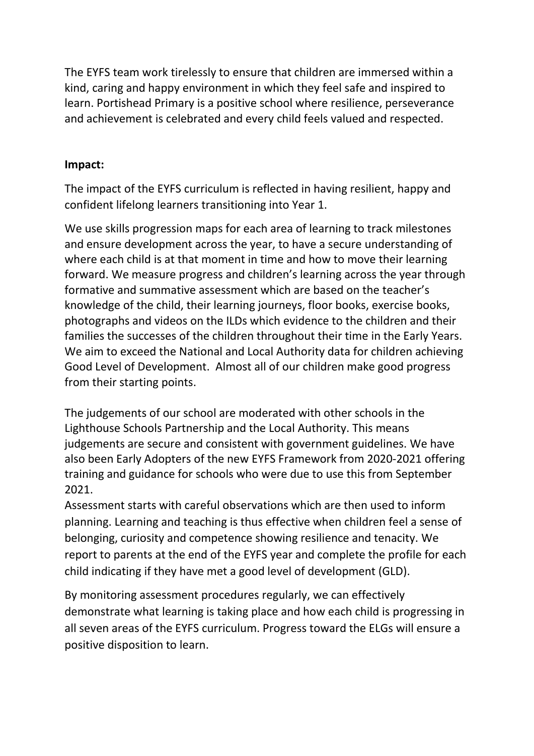The EYFS team work tirelessly to ensure that children are immersed within a kind, caring and happy environment in which they feel safe and inspired to learn. Portishead Primary is a positive school where resilience, perseverance and achievement is celebrated and every child feels valued and respected.

**Impact:**

The impact of the EYFS curriculum is reflected in having resilient, happy and confident lifelong learners transitioning into Year 1.

We use skills progression maps for each area of learning to track milestones and ensure development across the year, to have a secure understanding of where each child is at that moment in time and how to move their learning forward. We measure progress and children's learning across the year through formative and summative assessment which are based on the teacher's knowledge of the child, their learning journeys, floor books, exercise books, photographs and videos on the ILDs which evidence to the children and their families the successes of the children throughout their time in the Early Years. We aim to exceed the National and Local Authority data for children achieving Good Level of Development. Almost all of our children make good progress from their starting points.

The judgements of our school are moderated with other schools in the Lighthouse Schools Partnership and the Local Authority. This means judgements are secure and consistent with government guidelines. We have also been Early Adopters of the new EYFS Framework from 2020-2021 offering training and guidance for schools who were due to use this from September 2021.

Assessment starts with careful observations which are then used to inform planning. Learning and teaching is thus effective when children feel a sense of belonging, curiosity and competence showing resilience and tenacity. We report to parents at the end of the EYFS year and complete the profile for each child indicating if they have met a good level of development (GLD).

By monitoring assessment procedures regularly, we can effectively demonstrate what learning is taking place and how each child is progressing in all seven areas of the EYFS curriculum. Progress toward the ELGs will ensure a positive disposition to learn.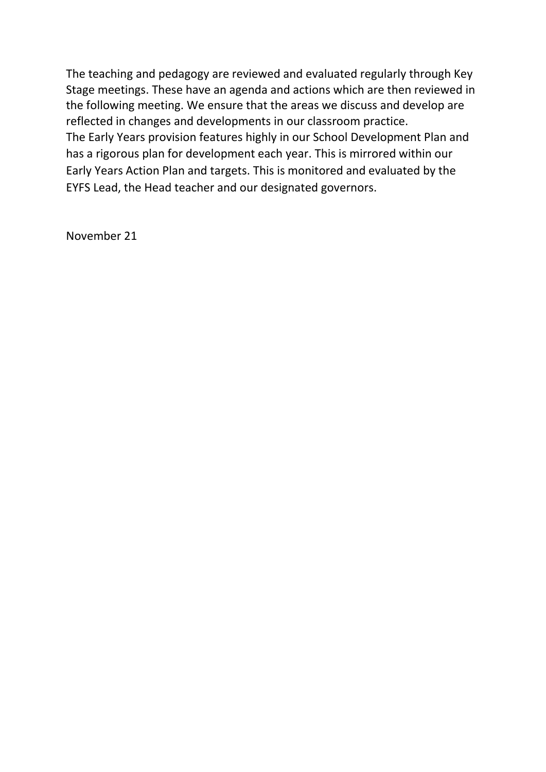The teaching and pedagogy are reviewed and evaluated regularly through Key Stage meetings. These have an agenda and actions which are then reviewed in the following meeting. We ensure that the areas we discuss and develop are reflected in changes and developments in our classroom practice.
The Early Years provision features highly in our School Development Plan and has a rigorous plan for development each year. This is mirrored within our Early Years Action Plan and targets. This is monitored and evaluated by the EYFS Lead, the Head teacher and our designated governors.

November 21